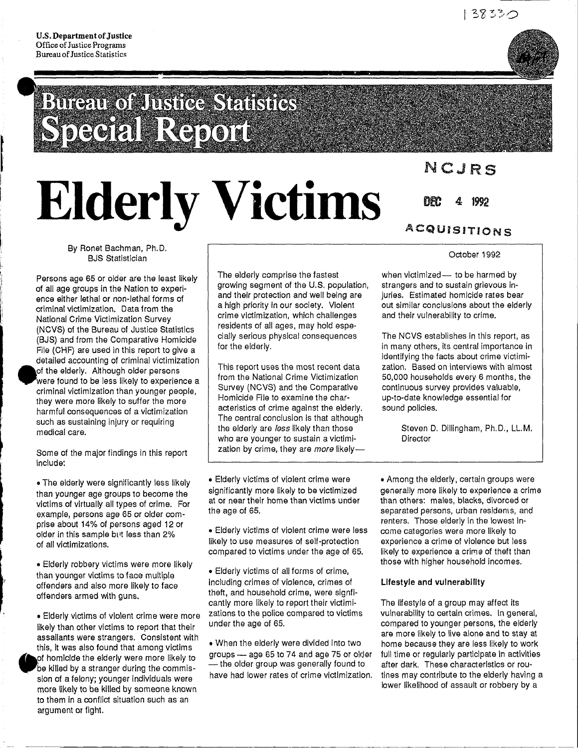U.S. Department of Justice
Office of Justice Programs
Bureau of Justice Statistics

# Bureau of Justice Statistics Special Report

NCJRS

DEC 4 1992

ACQUISITIONS

# Elderly Victims

By Ronet Bachman, Ph.D.
BJS Statistician

October 1992

Persons age 65 or older are the least likely of all age groups in the Nation to experience either lethal or non-lethal forms of criminal victimization. Data from the National Crime Victimization Survey (NCVS) of the Bureau of Justice Statistics (BJS) and from the Comparative Homicide File (CHF) are used in this report to give a detailed accounting of criminal victimization of the elderly. Although older persons were found to be less likely to experience a criminal victimization than younger people, they were more likely to suffer the more harmful consequences of a victimization such as sustaining injury or requiring medical care.

Some of the major findings in this report include:

- The elderly were significantly less likely than younger age groups to become the victims of virtually all types of crime. For example, persons age 65 or older comprise about 14% of persons aged 12 or older in this sample but less than 2% of all victimizations.
- Elderly robbery victims were more likely than younger victims to face multiple offenders and also more likely to face offenders armed with guns.
- Elderly victims of violent crime were more likely than other victims to report that their assailants were strangers. Consistent with this, it was also found that among victims of homicide the elderly were more likely to be killed by a stranger during the commission of a felony; younger individuals were more likely to be killed by someone known to them in a conflict situation such as an argument or fight.

The elderly comprise the fastest growing segment of the U.S. population, and their protection and well being are a high priority in our society. Violent crime victimization, which challenges residents of all ages, may hold especially serious physical consequences for the elderly.

This report uses the most recent data from the National Crime Victimization Survey (NCVS) and the Comparative Homicide File to examine the characteristics of crime against the elderly. The central conclusion is that although the elderly are *less* likely than those who are younger to sustain a victimization by crime, they are *more* likely— when victimized— to be harmed by strangers and to sustain grievous injuries. Estimated homicide rates bear out similar conclusions about the elderly and their vulnerability to crime.

The NCVS establishes in this report, as in many others, its central importance in identifying the facts about crime victimization. Based on interviews with almost 50,000 households every 6 months, the continuous survey provides valuable, up-to-date knowledge essential for sound policies.

Steven D. Dillingham, Ph.D., LL.M.
Director

- Elderly victims of violent crime were significantly more likely to be victimized at or near their home than victims under the age of 65.
- Elderly victims of violent crime were less likely to use measures of self-protection compared to victims under the age of 65.
- Elderly victims of all forms of crime, including crimes of violence, crimes of theft, and household crime, were significantly more likely to report their victimizations to the police compared to victims under the age of 65.
- When the elderly were divided into two groups — age 65 to 74 and age 75 or older — the older group was generally found to have had lower rates of crime victimization.
- Among the elderly, certain groups were generally more likely to experience a crime than others: males, blacks, divorced or separated persons, urban residents, and renters. Those elderly in the lowest income categories were more likely to experience a crime of violence but less likely to experience a crime of theft than those with higher household incomes.

### Lifestyle and vulnerability

The lifestyle of a group may affect its vulnerability to certain crimes. In general, compared to younger persons, the elderly are more likely to live alone and to stay at home because they are less likely to work full time or regularly participate in activities after dark. These characteristics or routines may contribute to the elderly having a lower likelihood of assault or robbery by a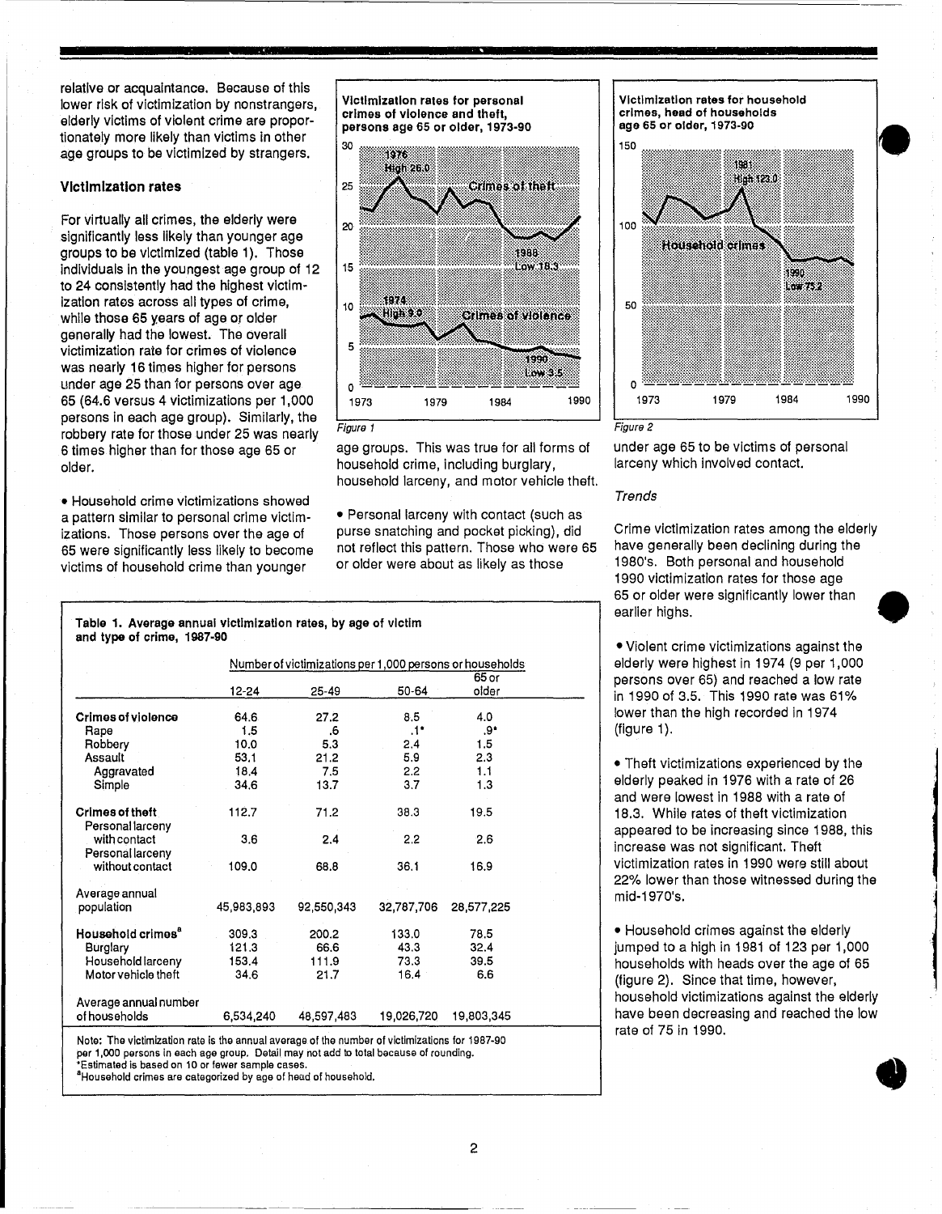relative or acquaintance. Because of this lower risk of victimization by nonstrangers, elderly victims of violent crime are proportionately more likely than victims in other age groups to be victimized by strangers.

## Victimization rates

For virtually all crimes, the elderly were significantly less likely than younger age groups to be victimized (table 1). Those individuals in the youngest age group of 12 to 24 consistently had the highest victimization rates across all types of crime, while those 65 years of age or older generally had the lowest. The overall victimization rate for crimes of violence was nearly 16 times higher for persons under age 25 than for persons over age 65 (64.6 versus 4 victimizations per 1,000 persons in each age group). Similarly, the robbery rate for those under 25 was nearly 6 times higher than for those age 65 or older.

- Household crime victimizations showed a pattern similar to personal crime victimizations. Those persons over the age of 65 were significantly less likely to become victims of household crime than younger age groups. This was true for all forms of household crime, including burglary, household larceny, and motor vehicle theft.

- Personal larceny with contact (such as purse snatching and pocket picking), did not reflect this pattern. Those who were 65 or older were about as likely as those under age 65 to be victims of personal larceny which involved contact.

**Victimization rates for personal crimes of violence and theft, persons age 65 or older, 1973-90**

*Figure 1*

**Victimization rates for household crimes, head of households age 65 or older, 1973-90**

*Figure 2*

**Table 1. Average annual victimization rates, by age of victim and type of crime, 1987-90**

| | Number of victimizations per 1,000 persons or households | | | |
|---|---|---|---|---|
| | 12-24 | 25-49 | 50-64 | 65 or older |
| **Crimes of violence** | 64.6 | 27.2 | 8.5 | 4.0 |
| Rape | 1.5 | .6 | .1* | .9* |
| Robbery | 10.0 | 5.3 | 2.4 | 1.5 |
| Assault | 53.1 | 21.2 | 5.9 | 2.3 |
| Aggravated | 18.4 | 7.5 | 2.2 | 1.1 |
| Simple | 34.6 | 13.7 | 3.7 | 1.3 |
| **Crimes of theft** | 112.7 | 71.2 | 38.3 | 19.5 |
| Personal larceny with contact | 3.6 | 2.4 | 2.2 | 2.6 |
| Personal larceny without contact | 109.0 | 68.8 | 36.1 | 16.9 |
| Average annual population | 45,983,893 | 92,550,343 | 32,787,706 | 28,577,225 |
| **Household crimes**[a] | 309.3 | 200.2 | 133.0 | 78.5 |
| Burglary | 121.3 | 66.6 | 43.3 | 32.4 |
| Household larceny | 153.4 | 111.9 | 73.3 | 39.5 |
| Motor vehicle theft | 34.6 | 21.7 | 16.4 | 6.6 |
| Average annual number of households | 6,534,240 | 48,597,483 | 19,026,720 | 19,803,345 |

Note: The victimization rate is the annual average of the number of victimizations for 1987-90 per 1,000 persons in each age group. Detail may not add to total because of rounding.
*Estimated is based on 10 or fewer sample cases.
[a]Household crimes are categorized by age of head of household.

### *Trends*

Crime victimization rates among the elderly have generally been declining during the 1980's. Both personal and household 1990 victimization rates for those age 65 or older were significantly lower than earlier highs.

- Violent crime victimizations against the elderly were highest in 1974 (9 per 1,000 persons over 65) and reached a low rate in 1990 of 3.5. This 1990 rate was 61% lower than the high recorded in 1974 (figure 1).

- Theft victimizations experienced by the elderly peaked in 1976 with a rate of 26 and were lowest in 1988 with a rate of 18.3. While rates of theft victimization appeared to be increasing since 1988, this increase was not significant. Theft victimization rates in 1990 were still about 22% lower than those witnessed during the mid-1970's.

- Household crimes against the elderly jumped to a high in 1981 of 123 per 1,000 households with heads over the age of 65 (figure 2). Since that time, however, household victimizations against the elderly have been decreasing and reached the low rate of 75 in 1990.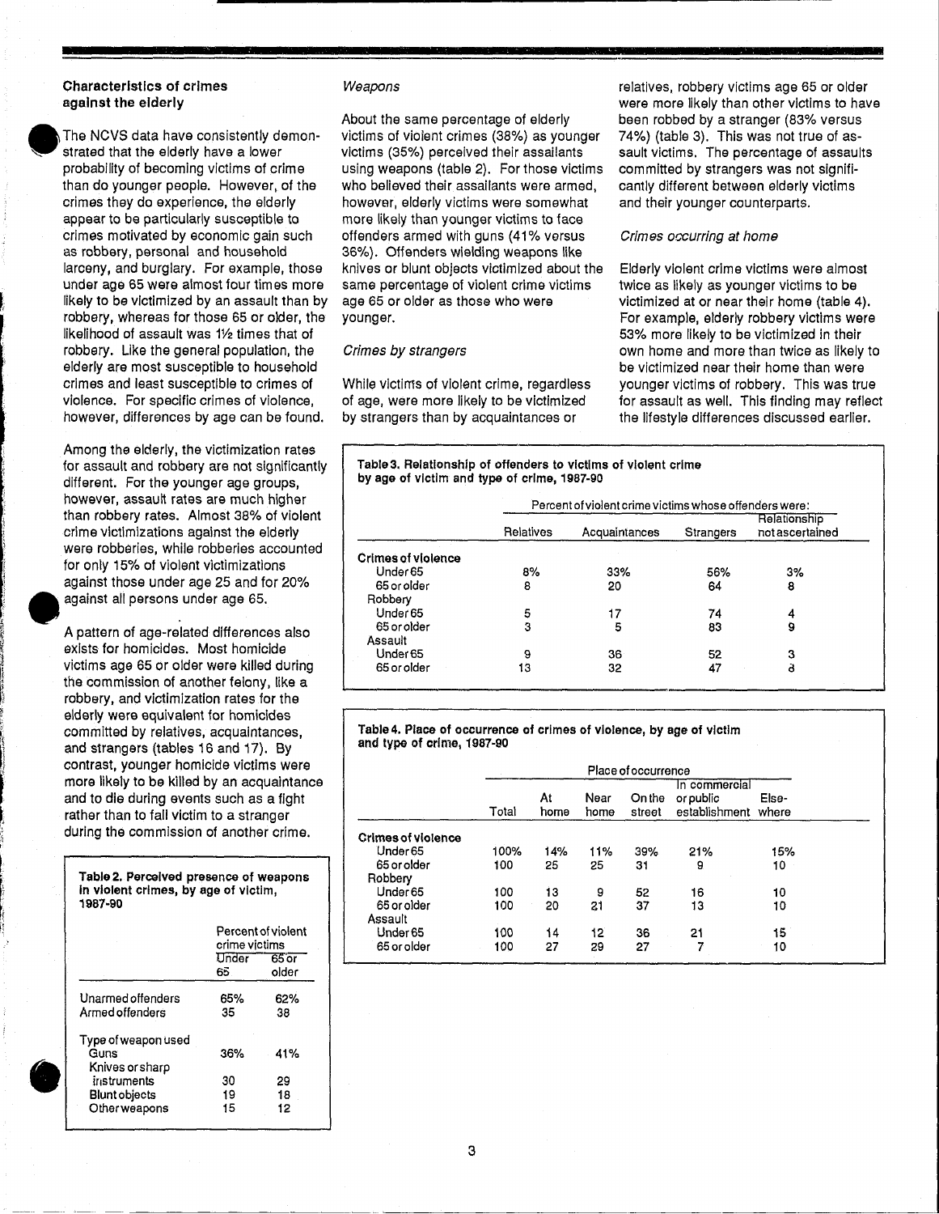### Characteristics of crimes against the elderly

The NCVS data have consistently demonstrated that the elderly have a lower probability of becoming victims of crime than do younger people. However, of the crimes they do experience, the elderly appear to be particularly susceptible to crimes motivated by economic gain such as robbery, personal and household larceny, and burglary. For example, those under age 65 were almost four times more likely to be victimized by an assault than by robbery, whereas for those 65 or older, the likelihood of assault was 1½ times that of robbery. Like the general population, the elderly are most susceptible to household crimes and least susceptible to crimes of violence. For specific crimes of violence, however, differences by age can be found.

Among the elderly, the victimization rates for assault and robbery are not significantly different. For the younger age groups, however, assault rates are much higher than robbery rates. Almost 38% of violent crime victimizations against the elderly were robberies, while robberies accounted for only 15% of violent victimizations against those under age 25 and for 20% against all persons under age 65.

A pattern of age-related differences also exists for homicides. Most homicide victims age 65 or older were killed during the commission of another felony, like a robbery, and victimization rates for the elderly were equivalent for homicides committed by relatives, acquaintances, and strangers (tables 16 and 17). By contrast, younger homicide victims were more likely to be killed by an acquaintance and to die during events such as a fight rather than to fall victim to a stranger during the commission of another crime.

**Table 2. Perceived presence of weapons in violent crimes, by age of victim, 1987-90**

| | Percent of violent crime victims | |
|---|---|---|
| | Under 65 | 65 or older |
| Unarmed offenders | 65% | 62% |
| Armed offenders | 35 | 38 |
| Type of weapon used | | |
| Guns | 36% | 41% |
| Knives or sharp instruments | 30 | 29 |
| Blunt objects | 19 | 18 |
| Other weapons | 15 | 12 |

*Weapons*

About the same percentage of elderly victims of violent crimes (38%) as younger victims (35%) perceived their assailants using weapons (table 2). For those victims who believed their assailants were armed, however, elderly victims were somewhat more likely than younger victims to face offenders armed with guns (41% versus 36%). Offenders wielding weapons like knives or blunt objects victimized about the same percentage of violent crime victims age 65 or older as those who were younger.

*Crimes by strangers*

While victims of violent crime, regardless of age, were more likely to be victimized by strangers than by acquaintances or relatives, robbery victims age 65 or older were more likely than other victims to have been robbed by a stranger (83% versus 74%) (table 3). This was not true of assault victims. The percentage of assaults committed by strangers was not significantly different between elderly victims and their younger counterparts.

*Crimes occurring at home*

Elderly violent crime victims were almost twice as likely as younger victims to be victimized at or near their home (table 4). For example, elderly robbery victims were 53% more likely to be victimized in their own home and more than twice as likely to be victimized near their home than were younger victims of robbery. This was true for assault as well. This finding may reflect the lifestyle differences discussed earlier.

**Table 3. Relationship of offenders to victims of violent crime by age of victim and type of crime, 1987-90**

| | Percent of violent crime victims whose offenders were: | | | |
|---|---|---|---|---|
| | Relatives | Acquaintances | Strangers | Relationship not ascertained |
| **Crimes of violence** | | | | |
| Under 65 | 8% | 33% | 56% | 3% |
| 65 or older | 8 | 20 | 64 | 8 |
| Robbery | | | | |
| Under 65 | 5 | 17 | 74 | 4 |
| 65 or older | 3 | 5 | 83 | 9 |
| Assault | | | | |
| Under 65 | 9 | 36 | 52 | 3 |
| 65 or older | 13 | 32 | 47 | 8 |

**Table 4. Place of occurrence of crimes of violence, by age of victim and type of crime, 1987-90**

| | Place of occurrence | | | | | |
|---|---|---|---|---|---|---|
| | Total | At home | Near home | On the street | In commercial or public establishment | Elsewhere |
| **Crimes of violence** | | | | | | |
| Under 65 | 100% | 14% | 11% | 39% | 21% | 15% |
| 65 or older | 100 | 25 | 25 | 31 | 9 | 10 |
| Robbery | | | | | | |
| Under 65 | 100 | 13 | 9 | 52 | 16 | 10 |
| 65 or older | 100 | 20 | 21 | 37 | 13 | 10 |
| Assault | | | | | | |
| Under 65 | 100 | 14 | 12 | 36 | 21 | 15 |
| 65 or older | 100 | 27 | 29 | 27 | 7 | 10 |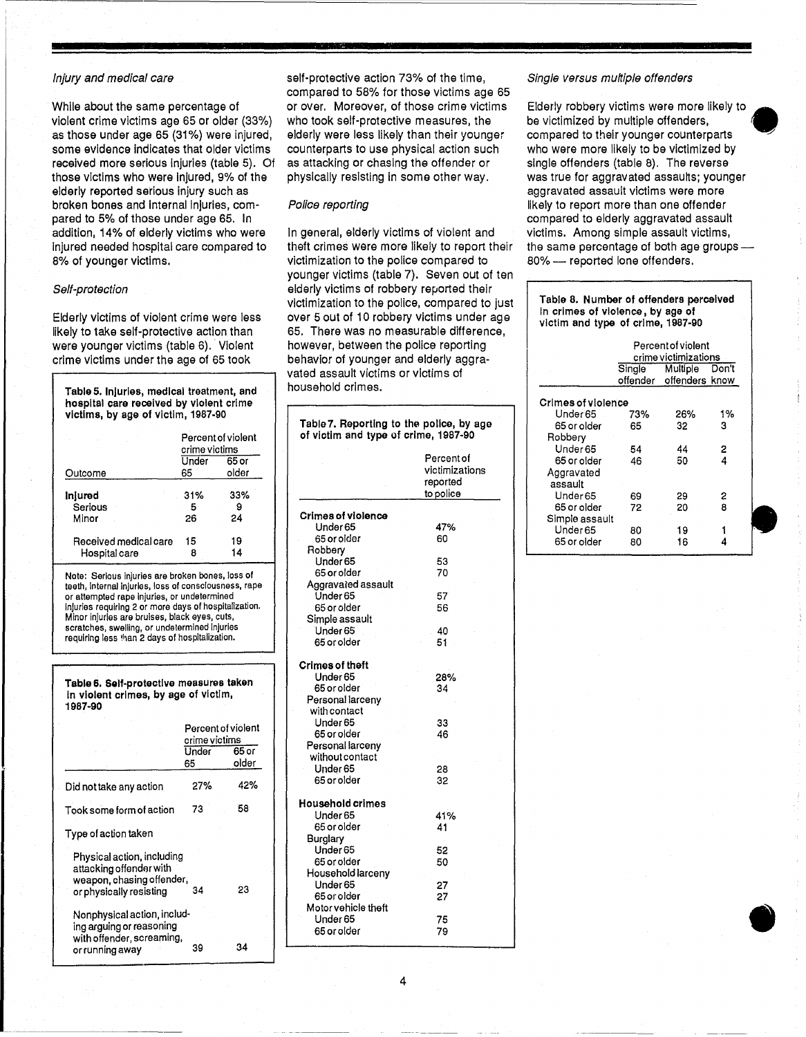*Injury and medical care*

While about the same percentage of violent crime victims age 65 or older (33%) as those under age 65 (31%) were injured, some evidence indicates that older victims received more serious injuries (table 5). Of those victims who were injured, 9% of the elderly reported serious injury such as broken bones and internal injuries, compared to 5% of those under age 65. In addition, 14% of elderly victims who were injured needed hospital care compared to 8% of younger victims.

*Self-protection*

Elderly victims of violent crime were less likely to take self-protective action than were younger victims (table 6). Violent crime victims under the age of 65 took self-protective action 73% of the time, compared to 58% for those victims age 65 or over. Moreover, of those crime victims who took self-protective measures, the elderly were less likely than their younger counterparts to use physical action such as attacking or chasing the offender or physically resisting in some other way.

**Table 5. Injuries, medical treatment, and hospital care received by violent crime victims, by age of victim, 1987-90**

| | Percent of violent crime victims | |
|---|---|---|
| Outcome | Under 65 | 65 or older |
| **Injured** | 31% | 33% |
| Serious | 5 | 9 |
| Minor | 26 | 24 |
| Received medical care | 15 | 19 |
| Hospital care | 8 | 14 |

Note: Serious injuries are broken bones, loss of teeth, internal injuries, loss of consciousness, rape or attempted rape injuries, or undetermined injuries requiring 2 or more days of hospitalization. Minor injuries are bruises, black eyes, cuts, scratches, swelling, or undetermined injuries requiring less than 2 days of hospitalization.

**Table 6. Self-protective measures taken in violent crimes, by age of victim, 1987-90**

| | Percent of violent crime victims | |
|---|---|---|
| | Under 65 | 65 or older |
| Did not take any action | 27% | 42% |
| Took some form of action | 73 | 58 |
| Type of action taken | | |
| Physical action, including attacking offender with weapon, chasing offender, or physically resisting | 34 | 23 |
| Nonphysical action, including arguing or reasoning with offender, screaming, or running away | 39 | 34 |

*Police reporting*

In general, elderly victims of violent and theft crimes were more likely to report their victimization to the police compared to younger victims (table 7). Seven out of ten elderly victims of robbery reported their victimization to the police, compared to just over 5 out of 10 robbery victims under age 65. There was no measurable difference, however, between the police reporting behavior of younger and elderly aggravated assault victims or victims of household crimes.

**Table 7. Reporting to the police, by age of victim and type of crime, 1987-90**

| | Percent of victimizations reported to police |
|---|---|
| **Crimes of violence** | |
| Under 65 | 47% |
| 65 or older | 60 |
| Robbery | |
| Under 65 | 53 |
| 65 or older | 70 |
| Aggravated assault | |
| Under 65 | 57 |
| 65 or older | 56 |
| Simple assault | |
| Under 65 | 40 |
| 65 or older | 51 |
| **Crimes of theft** | |
| Under 65 | 28% |
| 65 or older | 34 |
| Personal larceny with contact | |
| Under 65 | 33 |
| 65 or older | 46 |
| Personal larceny without contact | |
| Under 65 | 28 |
| 65 or older | 32 |
| **Household crimes** | |
| Under 65 | 41% |
| 65 or older | 41 |
| Burglary | |
| Under 65 | 52 |
| 65 or older | 50 |
| Household larceny | |
| Under 65 | 27 |
| 65 or older | 27 |
| Motor vehicle theft | |
| Under 65 | 75 |
| 65 or older | 79 |

*Single versus multiple offenders*

Elderly robbery victims were more likely to be victimized by multiple offenders, compared to their younger counterparts who were more likely to be victimized by single offenders (table 8). The reverse was true for aggravated assaults; younger aggravated assault victims were more likely to report more than one offender compared to elderly aggravated assault victims. Among simple assault victims, the same percentage of both age groups — 80% — reported lone offenders.

**Table 8. Number of offenders perceived in crimes of violence, by age of victim and type of crime, 1987-90**

| | Percent of violent crime victimizations | | |
|---|---|---|---|
| | Single offender | Multiple offenders | Don't know |
| **Crimes of violence** | | | |
| Under 65 | 73% | 26% | 1% |
| 65 or older | 65 | 32 | 3 |
| Robbery | | | |
| Under 65 | 54 | 44 | 2 |
| 65 or older | 46 | 50 | 4 |
| Aggravated assault | | | |
| Under 65 | 69 | 29 | 2 |
| 65 or older | 72 | 20 | 8 |
| Simple assault | | | |
| Under 65 | 80 | 19 | 1 |
| 65 or older | 80 | 16 | 4 |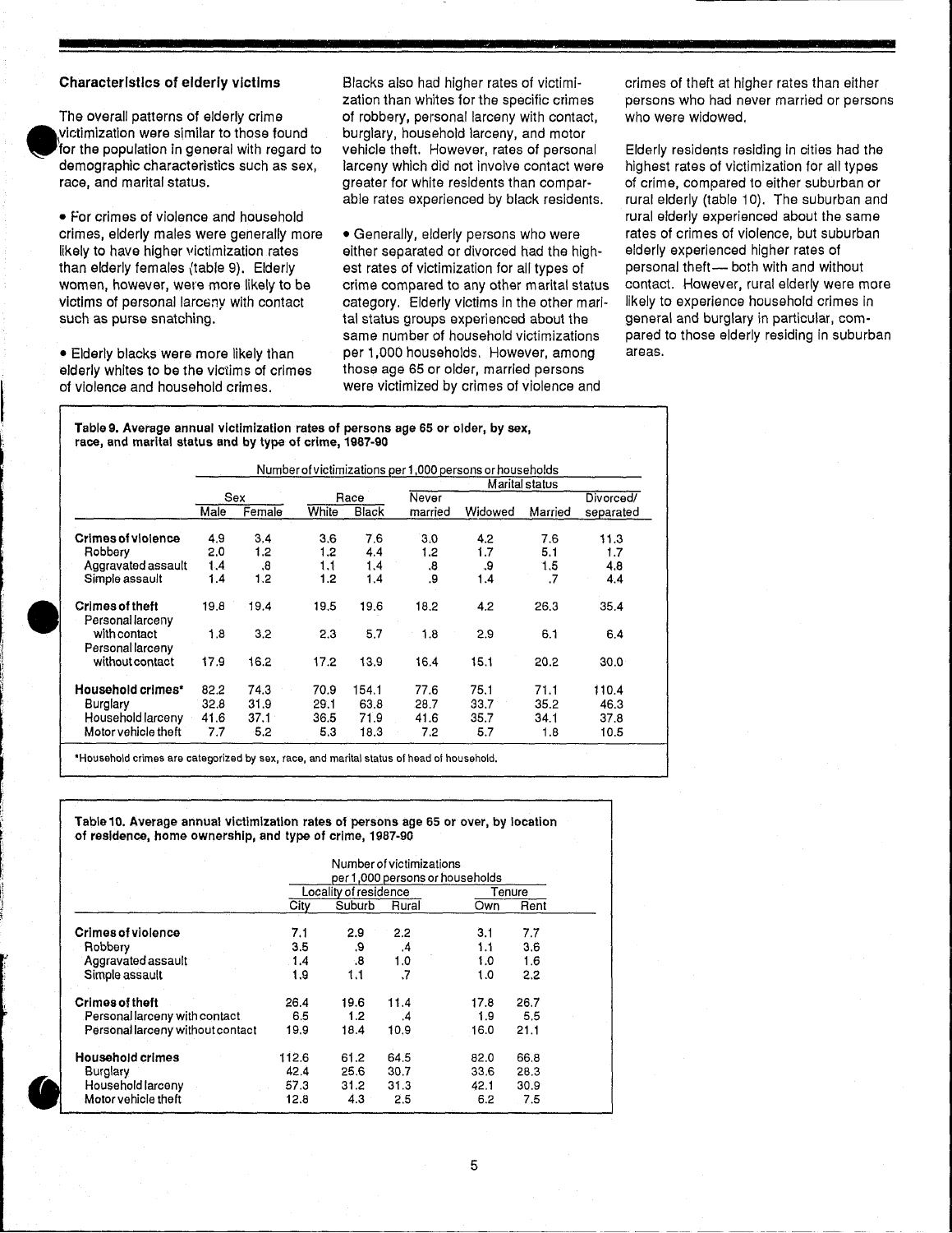### Characteristics of elderly victims

The overall patterns of elderly crime victimization were similar to those found for the population in general with regard to demographic characteristics such as sex, race, and marital status.

- For crimes of violence and household crimes, elderly males were generally more likely to have higher victimization rates than elderly females (table 9). Elderly women, however, were more likely to be victims of personal larceny with contact such as purse snatching.

- Elderly blacks were more likely than elderly whites to be the victims of crimes of violence and household crimes.

Blacks also had higher rates of victimization than whites for the specific crimes of robbery, personal larceny with contact, burglary, household larceny, and motor vehicle theft. However, rates of personal larceny which did not involve contact were greater for white residents than comparable rates experienced by black residents.

- Generally, elderly persons who were either separated or divorced had the highest rates of victimization for all types of crime compared to any other marital status category. Elderly victims in the other marital status groups experienced about the same number of household victimizations per 1,000 households. However, among those age 65 or older, married persons were victimized by crimes of violence and crimes of theft at higher rates than either persons who had never married or persons who were widowed.

Elderly residents residing in cities had the highest rates of victimization for all types of crime, compared to either suburban or rural elderly (table 10). The suburban and rural elderly experienced about the same rates of crimes of violence, but suburban elderly experienced higher rates of personal theft— both with and without contact. However, rural elderly were more likely to experience household crimes in general and burglary in particular, compared to those elderly residing in suburban areas.

**Table 9. Average annual victimization rates of persons age 65 or older, by sex, race, and marital status and by type of crime, 1987-90**

| | Number of victimizations per 1,000 persons or households | | | | | | | |
|---|---|---|---|---|---|---|---|---|
| | Sex | | Race | | Marital status | | | |
| | Male | Female | White | Black | Never married | Widowed | Married | Divorced/ separated |
| **Crimes of violence** | 4.9 | 3.4 | 3.6 | 7.6 | 3.0 | 4.2 | 7.6 | 11.3 |
| Robbery | 2.0 | 1.2 | 1.2 | 4.4 | 1.2 | 1.7 | 5.1 | 1.7 |
| Aggravated assault | 1.4 | .8 | 1.1 | 1.4 | .8 | .9 | 1.5 | 4.8 |
| Simple assault | 1.4 | 1.2 | 1.2 | 1.4 | .9 | 1.4 | .7 | 4.4 |
| **Crimes of theft** | 19.8 | 19.4 | 19.5 | 19.6 | 18.2 | 4.2 | 26.3 | 35.4 |
| Personal larceny with contact | 1.8 | 3.2 | 2.3 | 5.7 | 1.8 | 2.9 | 6.1 | 6.4 |
| Personal larceny without contact | 17.9 | 16.2 | 17.2 | 13.9 | 16.4 | 15.1 | 20.2 | 30.0 |
| **Household crimes*** | 82.2 | 74.3 | 70.9 | 154.1 | 77.6 | 75.1 | 71.1 | 110.4 |
| Burglary | 32.8 | 31.9 | 29.1 | 63.8 | 28.7 | 33.7 | 35.2 | 46.3 |
| Household larceny | 41.6 | 37.1 | 36.5 | 71.9 | 41.6 | 35.7 | 34.1 | 37.8 |
| Motor vehicle theft | 7.7 | 5.2 | 5.3 | 18.3 | 7.2 | 5.7 | 1.8 | 10.5 |

*Household crimes are categorized by sex, race, and marital status of head of household.

**Table 10. Average annual victimization rates of persons age 65 or over, by location of residence, home ownership, and type of crime, 1987-90**

| | Number of victimizations per 1,000 persons or households | | | | |
|---|---|---|---|---|---|
| | Locality of residence | | | Tenure | |
| | City | Suburb | Rural | Own | Rent |
| **Crimes of violence** | 7.1 | 2.9 | 2.2 | 3.1 | 7.7 |
| Robbery | 3.5 | .9 | .4 | 1.1 | 3.6 |
| Aggravated assault | 1.4 | .8 | 1.0 | 1.0 | 1.6 |
| Simple assault | 1.9 | 1.1 | .7 | 1.0 | 2.2 |
| **Crimes of theft** | 26.4 | 19.6 | 11.4 | 17.8 | 26.7 |
| Personal larceny with contact | 6.5 | 1.2 | .4 | 1.9 | 5.5 |
| Personal larceny without contact | 19.9 | 18.4 | 10.9 | 16.0 | 21.1 |
| **Household crimes** | 112.6 | 61.2 | 64.5 | 82.0 | 66.8 |
| Burglary | 42.4 | 25.6 | 30.7 | 33.6 | 28.3 |
| Household larceny | 57.3 | 31.2 | 31.3 | 42.1 | 30.9 |
| Motor vehicle theft | 12.8 | 4.3 | 2.5 | 6.2 | 7.5 |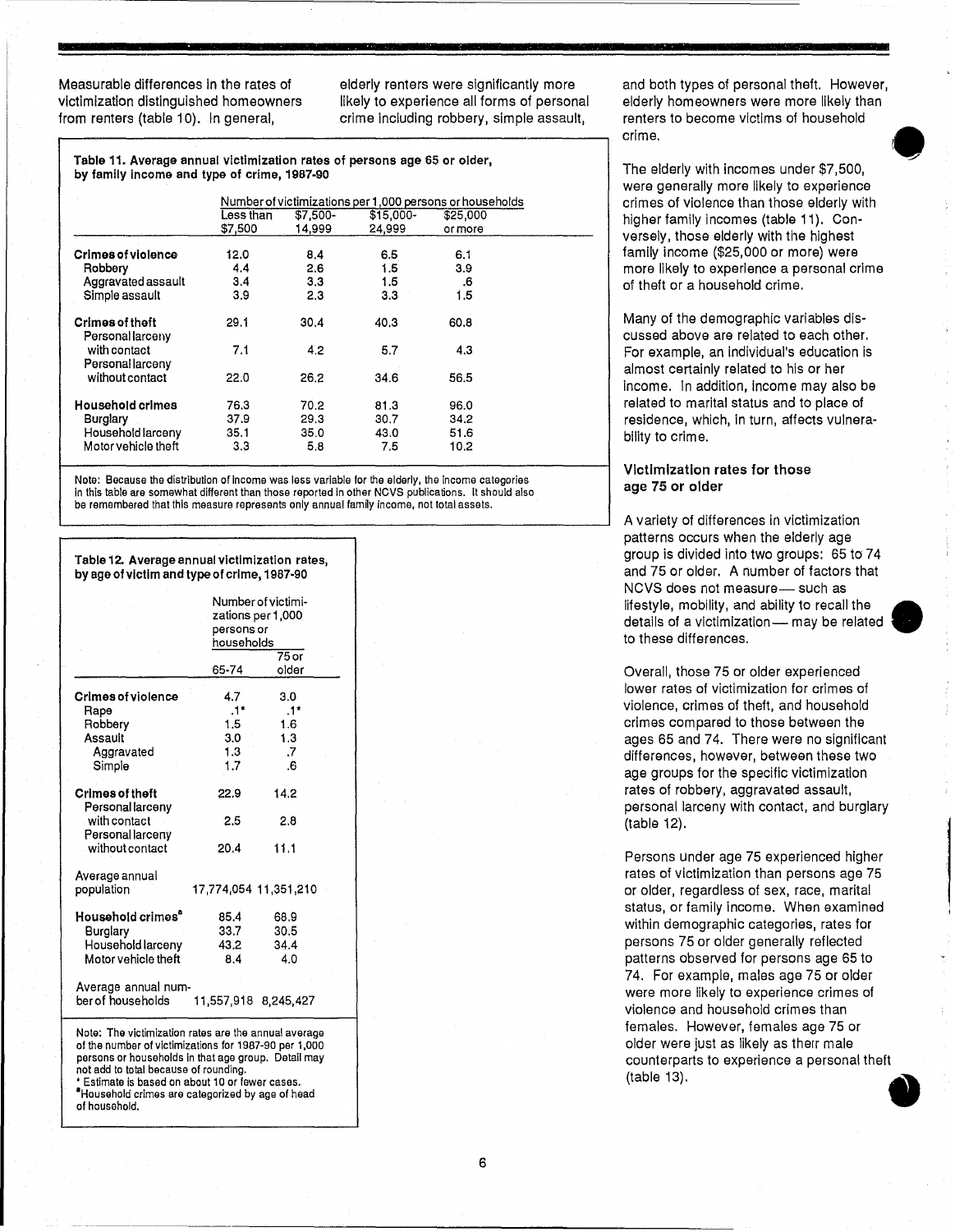Measurable differences in the rates of victimization distinguished homeowners from renters (table 10). In general, elderly renters were significantly more likely to experience all forms of personal crime including robbery, simple assault, and both types of personal theft. However, elderly homeowners were more likely than renters to become victims of household crime.

**Table 11. Average annual victimization rates of persons age 65 or older, by family income and type of crime, 1987-90**

| | Number of victimizations per 1,000 persons or households | | | |
|---|---|---|---|---|
| | Less than $7,500 | $7,500-14,999 | $15,000-24,999 | $25,000 or more |
| **Crimes of violence** | 12.0 | 8.4 | 6.5 | 6.1 |
| Robbery | 4.4 | 2.6 | 1.5 | 3.9 |
| Aggravated assault | 3.4 | 3.3 | 1.5 | .6 |
| Simple assault | 3.9 | 2.3 | 3.3 | 1.5 |
| **Crimes of theft** | 29.1 | 30.4 | 40.3 | 60.8 |
| Personal larceny with contact | 7.1 | 4.2 | 5.7 | 4.3 |
| Personal larceny without contact | 22.0 | 26.2 | 34.6 | 56.5 |
| **Household crimes** | 76.3 | 70.2 | 81.3 | 96.0 |
| Burglary | 37.9 | 29.3 | 30.7 | 34.2 |
| Household larceny | 35.1 | 35.0 | 43.0 | 51.6 |
| Motor vehicle theft | 3.3 | 5.8 | 7.5 | 10.2 |

Note: Because the distribution of income was less variable for the elderly, the income categories in this table are somewhat different than those reported in other NCVS publications. It should also be remembered that this measure represents only annual family income, not total assets.

**Table 12. Average annual victimization rates, by age of victim and type of crime, 1987-90**

| | Number of victimizations per 1,000 persons or households | |
|---|---|---|
| | 65-74 | 75 or older |
| **Crimes of violence** | 4.7 | 3.0 |
| Rape | .1* | .1* |
| Robbery | 1.5 | 1.6 |
| Assault | 3.0 | 1.3 |
| Aggravated | 1.3 | .7 |
| Simple | 1.7 | .6 |
| **Crimes of theft** | 22.9 | 14.2 |
| Personal larceny with contact | 2.5 | 2.8 |
| Personal larceny without contact | 20.4 | 11.1 |
| Average annual population | 17,774,054 | 11,351,210 |
| **Household crimes**[a] | 85.4 | 68.9 |
| Burglary | 33.7 | 30.5 |
| Household larceny | 43.2 | 34.4 |
| Motor vehicle theft | 8.4 | 4.0 |
| Average annual number of households | 11,557,918 | 8,245,427 |

Note: The victimization rates are the annual average of the number of victimizations for 1987-90 per 1,000 persons or households in that age group. Detail may not add to total because of rounding.
\* Estimate is based on about 10 or fewer cases.
[a]Household crimes are categorized by age of head of household.

The elderly with incomes under $7,500, were generally more likely to experience crimes of violence than those elderly with higher family incomes (table 11). Conversely, those elderly with the highest family income ($25,000 or more) were more likely to experience a personal crime of theft or a household crime.

Many of the demographic variables discussed above are related to each other. For example, an individual's education is almost certainly related to his or her income. In addition, income may also be related to marital status and to place of residence, which, in turn, affects vulnerability to crime.

### Victimization rates for those age 75 or older

A variety of differences in victimization patterns occurs when the elderly age group is divided into two groups: 65 to 74 and 75 or older. A number of factors that NCVS does not measure— such as lifestyle, mobility, and ability to recall the details of a victimization— may be related to these differences.

Overall, those 75 or older experienced lower rates of victimization for crimes of violence, crimes of theft, and household crimes compared to those between the ages 65 and 74. There were no significant differences, however, between these two age groups for the specific victimization rates of robbery, aggravated assault, personal larceny with contact, and burglary (table 12).

Persons under age 75 experienced higher rates of victimization than persons age 75 or older, regardless of sex, race, marital status, or family income. When examined within demographic categories, rates for persons 75 or older generally reflected patterns observed for persons age 65 to 74. For example, males age 75 or older were more likely to experience crimes of violence and household crimes than females. However, females age 75 or older were just as likely as their male counterparts to experience a personal theft (table 13).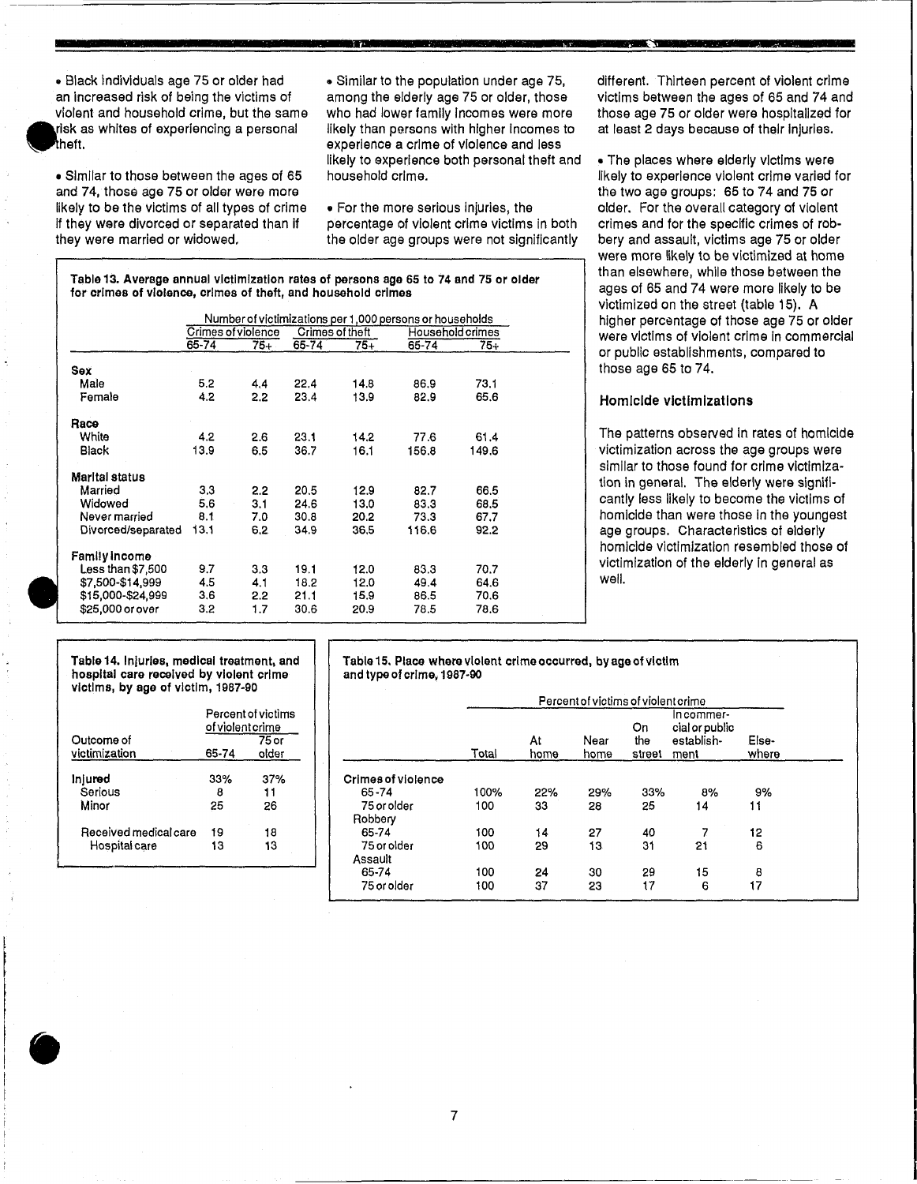- Black individuals age 75 or older had an increased risk of being the victims of violent and household crime, but the same risk as whites of experiencing a personal theft.

- Similar to those between the ages of 65 and 74, those age 75 or older were more likely to be the victims of all types of crime if they were divorced or separated than if they were married or widowed.

- Similar to the population under age 75, among the elderly age 75 or older, those who had lower family incomes were more likely than persons with higher incomes to experience a crime of violence and less likely to experience both personal theft and household crime.

- For the more serious injuries, the percentage of violent crime victims in both the older age groups were not significantly different. Thirteen percent of violent crime victims between the ages of 65 and 74 and those age 75 or older were hospitalized for at least 2 days because of their injuries.

- The places where elderly victims were likely to experience violent crime varied for the two age groups: 65 to 74 and 75 or older. For the overall category of violent crimes and for the specific crimes of robbery and assault, victims age 75 or older were more likely to be victimized at home than elsewhere, while those between the ages of 65 and 74 were more likely to be victimized on the street (table 15). A higher percentage of those age 75 or older were victims of violent crime in commercial or public establishments, compared to those age 65 to 74.

### Homicide victimizations

The patterns observed in rates of homicide victimization across the age groups were similar to those found for crime victimization in general. The elderly were significantly less likely to become the victims of homicide than were those in the youngest age groups. Characteristics of elderly homicide victimization resembled those of victimization of the elderly in general as well.

**Table 13. Average annual victimization rates of persons age 65 to 74 and 75 or older for crimes of violence, crimes of theft, and household crimes**

| | Number of victimizations per 1,000 persons or households | | | | | |
|---|---|---|---|---|---|---|
| | Crimes of violence | | Crimes of theft | | Household crimes | |
| | 65-74 | 75+ | 65-74 | 75+ | 65-74 | 75+ |
| **Sex** | | | | | | |
| Male | 5.2 | 4.4 | 22.4 | 14.8 | 86.9 | 73.1 |
| Female | 4.2 | 2.2 | 23.4 | 13.9 | 82.9 | 65.6 |
| **Race** | | | | | | |
| White | 4.2 | 2.6 | 23.1 | 14.2 | 77.6 | 61.4 |
| Black | 13.9 | 6.5 | 36.7 | 16.1 | 156.8 | 149.6 |
| **Marital status** | | | | | | |
| Married | 3.3 | 2.2 | 20.5 | 12.9 | 82.7 | 66.5 |
| Widowed | 5.6 | 3.1 | 24.6 | 13.0 | 83.3 | 68.5 |
| Never married | 8.1 | 7.0 | 30.8 | 20.2 | 73.3 | 67.7 |
| Divorced/separated | 13.1 | 6.2 | 34.9 | 36.5 | 116.6 | 92.2 |
| **Family income** | | | | | | |
| Less than $7,500 | 9.7 | 3.3 | 19.1 | 12.0 | 83.3 | 70.7 |
| $7,500-$14,999 | 4.5 | 4.1 | 18.2 | 12.0 | 49.4 | 64.6 |
| $15,000-$24,999 | 3.6 | 2.2 | 21.1 | 15.9 | 86.5 | 70.6 |
| $25,000 or over | 3.2 | 1.7 | 30.6 | 20.9 | 78.5 | 78.6 |

**Table 14. Injuries, medical treatment, and hospital care received by violent crime victims, by age of victim, 1987-90**

| | Percent of victims of violent crime | |
|---|---|---|
| Outcome of victimization | 65-74 | 75 or older |
| **Injured** | 33% | 37% |
| Serious | 8 | 11 |
| Minor | 25 | 26 |
| Received medical care | 19 | 18 |
| Hospital care | 13 | 13 |

**Table 15. Place where violent crime occurred, by age of victim and type of crime, 1987-90**

| | Percent of victims of violent crime | | | | | |
|---|---|---|---|---|---|---|
| | Total | At home | Near home | On the street | In commercial or public establishment | Elsewhere |
| **Crimes of violence** | | | | | | |
| 65-74 | 100% | 22% | 29% | 33% | 8% | 9% |
| 75 or older | 100 | 33 | 28 | 25 | 14 | 11 |
| Robbery | | | | | | |
| 65-74 | 100 | 14 | 27 | 40 | 7 | 12 |
| 75 or older | 100 | 29 | 13 | 31 | 21 | 6 |
| Assault | | | | | | |
| 65-74 | 100 | 24 | 30 | 29 | 15 | 8 |
| 75 or older | 100 | 37 | 23 | 17 | 6 | 17 |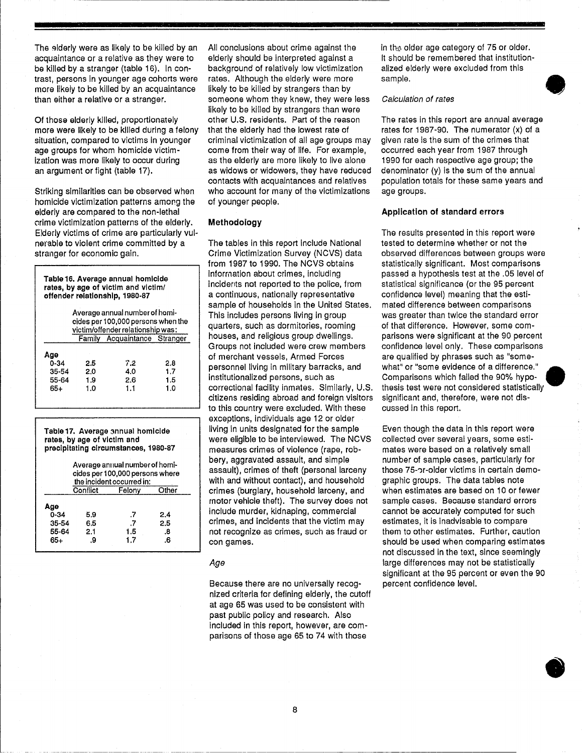The elderly were as likely to be killed by an acquaintance or a relative as they were to be killed by a stranger (table 16). In contrast, persons in younger age cohorts were more likely to be killed by an acquaintance than either a relative or a stranger.

Of those elderly killed, proportionately more were likely to be killed during a felony situation, compared to victims in younger age groups for whom homicide victimization was more likely to occur during an argument or fight (table 17).

Striking similarities can be observed when homicide victimization patterns among the elderly are compared to the non-lethal crime victimization patterns of the elderly. Elderly victims of crime are particularly vulnerable to violent crime committed by a stranger for economic gain.

**Table 16. Average annual homicide rates, by age of victim and victim/offender relationship, 1980-87**

| | Average annual number of homicides per 100,000 persons when the victim/offender relationship was: | | |
|---|---|---|---|
| | Family | Acquaintance | Stranger |
| **Age** | | | |
| 0-34 | 2.5 | 7.2 | 2.8 |
| 35-54 | 2.0 | 4.0 | 1.7 |
| 55-64 | 1.9 | 2.6 | 1.5 |
| 65+ | 1.0 | 1.1 | 1.0 |

**Table 17. Average annual homicide rates, by age of victim and precipitating circumstances, 1980-87**

| | Average annual number of homicides per 100,000 persons where the incident occurred in: | | |
|---|---|---|---|
| | Conflict | Felony | Other |
| **Age** | | | |
| 0-34 | 5.9 | .7 | 2.4 |
| 35-54 | 6.5 | .7 | 2.5 |
| 55-64 | 2.1 | 1.5 | .8 |
| 65+ | .9 | 1.7 | .6 |

All conclusions about crime against the elderly should be interpreted against a background of relatively low victimization rates. Although the elderly were more likely to be killed by strangers than by someone whom they knew, they were less likely to be killed by strangers than were other U.S. residents. Part of the reason that the elderly had the lowest rate of criminal victimization of all age groups may come from their way of life. For example, as the elderly are more likely to live alone as widows or widowers, they have reduced contacts with acquaintances and relatives who account for many of the victimizations of younger people.

## Methodology

The tables in this report include National Crime Victimization Survey (NCVS) data from 1987 to 1990. The NCVS obtains information about crimes, including incidents not reported to the police, from a continuous, nationally representative sample of households in the United States. This includes persons living in group quarters, such as dormitories, rooming houses, and religious group dwellings. Groups not included were crew members of merchant vessels, Armed Forces personnel living in military barracks, and institutionalized persons, such as correctional facility inmates. Similarly, U.S. citizens residing abroad and foreign visitors to this country were excluded. With these exceptions, individuals age 12 or older living in units designated for the sample were eligible to be interviewed. The NCVS measures crimes of violence (rape, robbery, aggravated assault, and simple assault), crimes of theft (personal larceny with and without contact), and household crimes (burglary, household larceny, and motor vehicle theft). The survey does not include murder, kidnaping, commercial crimes, and incidents that the victim may not recognize as crimes, such as fraud or con games.

### *Age*

Because there are no universally recognized criteria for defining elderly, the cutoff at age 65 was used to be consistent with past public policy and research. Also included in this report, however, are comparisons of those age 65 to 74 with those in the older age category of 75 or older. It should be remembered that institutionalized elderly were excluded from this sample.

### *Calculation of rates*

The rates in this report are annual average rates for 1987-90. The numerator (x) of a given rate is the sum of the crimes that occurred each year from 1987 through 1990 for each respective age group; the denominator (y) is the sum of the annual population totals for these same years and age groups.

## Application of standard errors

The results presented in this report were tested to determine whether or not the observed differences between groups were statistically significant. Most comparisons passed a hypothesis test at the .05 level of statistical significance (or the 95 percent confidence level) meaning that the estimated difference between comparisons was greater than twice the standard error of that difference. However, some comparisons were significant at the 90 percent confidence level only. These comparisons are qualified by phrases such as "somewhat" or "some evidence of a difference." Comparisons which failed the 90% hypothesis test were not considered statistically significant and, therefore, were not discussed in this report.

Even though the data in this report were collected over several years, some estimates were based on a relatively small number of sample cases, particularly for those 75-or-older victims in certain demographic groups. The data tables note when estimates are based on 10 or fewer sample cases. Because standard errors cannot be accurately computed for such estimates, it is inadvisable to compare them to other estimates. Further, caution should be used when comparing estimates not discussed in the text, since seemingly large differences may not be statistically significant at the 95 percent or even the 90 percent confidence level.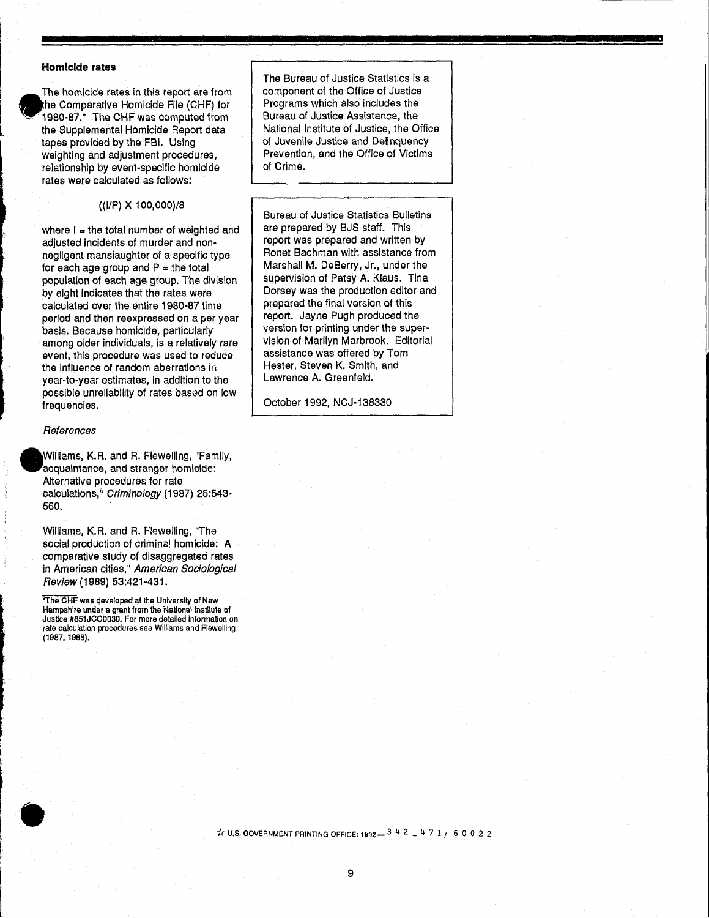### Homicide rates

The homicide rates in this report are from the Comparative Homicide File (CHF) for 1980-87.* The CHF was computed from the Supplemental Homicide Report data tapes provided by the FBI. Using weighting and adjustment procedures, relationship by event-specific homicide rates were calculated as follows:

$$((I/P) \times 100{,}000)/8$$

where I = the total number of weighted and adjusted incidents of murder and non-negligent manslaughter of a specific type for each age group and P = the total population of each age group. The division by eight indicates that the rates were calculated over the entire 1980-87 time period and then reexpressed on a per year basis. Because homicide, particularly among older individuals, is a relatively rare event, this procedure was used to reduce the influence of random aberrations in year-to-year estimates, in addition to the possible unreliability of rates based on low frequencies.

*References*

Williams, K.R. and R. Flewelling, "Family, acquaintance, and stranger homicide: Alternative procedures for rate calculations," *Criminology* (1987) 25:543-560.

Williams, K.R. and R. Flewelling, "The social production of criminal homicide: A comparative study of disaggregated rates in American cities," *American Sociological Review* (1989) 53:421-431.

*The CHF was developed at the University of New Hampshire under a grant from the National Institute of Justice #851JCC0030. For more detailed information on rate calculation procedures see Williams and Flewelling (1987, 1988).

The Bureau of Justice Statistics is a component of the Office of Justice Programs which also includes the Bureau of Justice Assistance, the National Institute of Justice, the Office of Juvenile Justice and Delinquency Prevention, and the Office of Victims of Crime.

Bureau of Justice Statistics Bulletins are prepared by BJS staff. This report was prepared and written by Ronet Bachman with assistance from Marshall M. DeBerry, Jr., under the supervision of Patsy A. Klaus. Tina Dorsey was the production editor and prepared the final version of this report. Jayne Pugh produced the version for printing under the supervision of Marilyn Marbrook. Editorial assistance was offered by Tom Hester, Steven K. Smith, and Lawrence A. Greenfeld.

October 1992, NCJ-138330

☆ U.S. GOVERNMENT PRINTING OFFICE: 1992 — 342 - 471 / 60022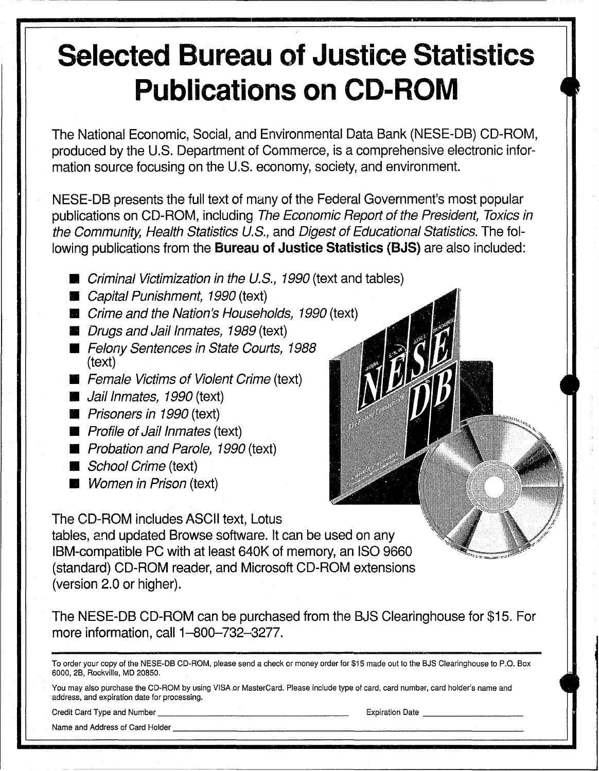# Selected Bureau of Justice Statistics Publications on CD-ROM

The National Economic, Social, and Environmental Data Bank (NESE-DB) CD-ROM, produced by the U.S. Department of Commerce, is a comprehensive electronic information source focusing on the U.S. economy, society, and environment.

NESE-DB presents the full text of many of the Federal Government's most popular publications on CD-ROM, including *The Economic Report of the President, Toxics in the Community, Health Statistics U.S.,* and *Digest of Educational Statistics.* The following publications from the **Bureau of Justice Statistics (BJS)** are also included:

- *Criminal Victimization in the U.S., 1990* (text and tables)
- *Capital Punishment, 1990* (text)
- *Crime and the Nation's Households, 1990* (text)
- *Drugs and Jail Inmates, 1989* (text)
- *Felony Sentences in State Courts, 1988* (text)
- *Female Victims of Violent Crime* (text)
- *Jail Inmates, 1990* (text)
- *Prisoners in 1990* (text)
- *Profile of Jail Inmates* (text)
- *Probation and Parole, 1990* (text)
- *School Crime* (text)
- *Women in Prison* (text)

The CD-ROM includes ASCII text, Lotus tables, and updated Browse software. It can be used on any IBM-compatible PC with at least 640K of memory, an ISO 9660 (standard) CD-ROM reader, and Microsoft CD-ROM extensions (version 2.0 or higher).

The NESE-DB CD-ROM can be purchased from the BJS Clearinghouse for $15. For more information, call 1–800–732–3277.

---

To order your copy of the NESE-DB CD-ROM, please send a check or money order for $15 made out to the BJS Clearinghouse to P.O. Box 6000, 2B, Rockville, MD 20850.

You may also purchase the CD-ROM by using VISA or MasterCard. Please include type of card, card number, card holder's name and address, and expiration date for processing.

Credit Card Type and Number ______________________ Expiration Date ______________

Name and Address of Card Holder ______________________________________________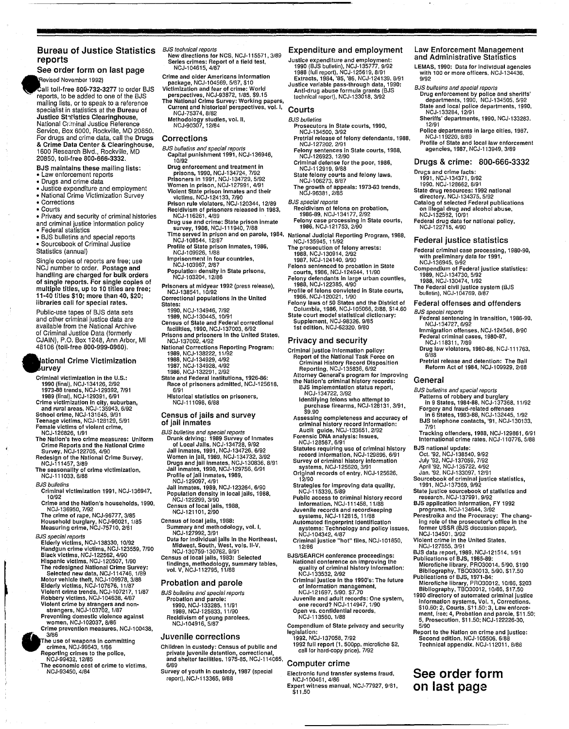## Bureau of Justice Statistics reports

### See order form on last page

(Revised November 1992)

Call toll-free 800-732-3277 to order BJS reports, to be added to one of the BJS mailing lists, or to speak to a reference specialist in statistics at the **Bureau of Justice Statistics Clearinghouse**, National Criminal Justice Reference Service, Box 6000, Rockville, MD 20850. For drugs and crime data, call the **Drugs & Crime Data Center & Clearinghouse**, 1600 Research Blvd., Rockville, MD 20850, toll-free 800-666-3332.

**BJS maintains these mailing lists:**
- Law enforcement reports
- Drugs and crime data
- Justice expenditure and employment
- National Crime Victimization Survey
- Corrections
- Courts
- Privacy and security of criminal histories and criminal justice information policy
- Federal statistics
- BJS bulletins and special reports
- Sourcebook of Criminal Justice Statistics (annual)

Single copies of reports are free; use NCJ number to order. **Postage and handling are charged for bulk orders of single reports. For single copies of multiple titles, up to 10 titles are free; 11-40 titles $10; more than 40, $20; libraries call for special rates.**

Public-use tapes of BJS data sets and other criminal justice data are available from the National Archive of Criminal Justice Data (formerly CJAIN), P.O. Box 1248, Ann Arbor, MI 48106 (toll-free 800-999-0960).

### National Crime Victimization Survey

**Criminal victimization in the U.S.:**
- 1990 (final), NCJ-134126, 2/92
- 1973-88 trends, NCJ-129392, 7/91
- 1989 (final), NCJ-129391, 6/91

**Crime victimization in city, suburban, and rural areas,** NCJ-135943, 6/92
**School crime,** NCJ-131645, 9/91
**Teenage victims,** NCJ-128129, 5/91
**Female victims of violent crime,** NCJ-126826, 1/91
**The Nation's two crime measures: Uniform Crime Reports and the National Crime Survey,** NCJ-122705, 4/90
**Redesign of the National Crime Survey,** NCJ-111457, 3/89
**The seasonality of crime victimization,** NCJ-111033, 6/88

*BJS bulletins*
- **Criminal victimization 1991,** NCJ-136947, 10/92
- **Crime and the Nation's households, 1990,** NCJ-136950, 7/92
- **The crime of rape,** NCJ-96777, 3/85
- **Household burglary,** NCJ-96021, 1/85
- **Measuring crime,** NCJ-75710, 2/81

*BJS special reports*
- **Elderly victims,** NCJ-138330, 10/92
- **Handgun crime victims,** NCJ-123559, 7/90
- **Black victims,** NCJ-122562, 4/90
- **Hispanic victims,** NCJ-120507, 1/90
- **The redesigned National Crime Survey: Selected new data,** NCJ-114746, 1/89
- **Motor vehicle theft,** NCJ-109978, 3/88
- **Elderly victims,** NCJ-107676, 11/87
- **Violent crime trends,** NCJ-107217, 11/87
- **Robbery victims,** NCJ-104638, 4/87
- **Violent crime by strangers and non-strangers,** NCJ-103702, 1/87
- **Preventing domestic violence against women,** NCJ-102037, 8/86
- **Crime prevention measures,** NCJ-100438, 3/86
- **The use of weapons in committing crimes,** NCJ-99643, 1/86
- **Reporting crimes to the police,** NCJ-99432, 12/85
- **The economic cost of crime to victims,** NCJ-93450, 4/84

*BJS technical reports*
- **New directions for NCS,** NCJ-115571, 3/89
- **Series crimes: Report of a field test,** NCJ-104615, 4/87

**Crime and older Americans information package,** NCJ-104569, 5/87, $10
**Victimization and fear of crime: World perspectives,** NCJ-93872, 1/85, $9.15
**The National Crime Survey: Working papers, Current and historical perspectives, vol. I,** NCJ-75374, 8/82
- **Methodology studies, vol. II,** NCJ-90307, 12/84

### Corrections

*BJS bulletins and special reports*
- **Capital punishment 1991,** NCJ-136946, 10/92
- **Drug enforcement and treatment in prisons, 1990,** NCJ-134724, 7/92
- **Prisoners in 1991,** NCJ-134729, 5/92
- **Women in prison,** NCJ-127991, 4/91
- **Violent State prison inmates and their victims,** NCJ-124133, 7/90
- **Prison rule violators,** NCJ-120344, 12/89
- **Recidivism of prisoners released in 1983,** NCJ-116261, 4/89
- **Drug use and crime: State prison inmate survey, 1986,** NCJ-111940, 7/88
- **Time served in prison and on parole, 1984,** NCJ-108544, 12/87
- **Profile of State prison inmates, 1986,** NCJ-109926, 1/88
- **Imprisonment in four countries,** NCJ-103967, 2/87
- **Population density in State prisons,** NCJ-103204, 12/86

**Prisoners at midyear 1992** (press release), NCJ-138541, 10/92
**Correctional populations in the United States:**
- 1990, NCJ-134946, 7/92
- 1989, NCJ-130445, 10/91

**Census of State and Federal correctional facilities, 1990,** NCJ-137003, 6/92
**Prisons and prisoners in the United States,** NCJ-137002, 4/92
**National Corrections Reporting Program:**
- 1989, NCJ-138222, 11/92
- 1988, NCJ-134929, 4/92
- 1987, NCJ-134928, 4/92
- 1986, NCJ-132291, 2/92

**State and Federal institutions, 1926-86: Race of prisoners admitted,** NCJ-125618, 6/91
- **Historical statistics on prisoners,** NCJ-111098, 6/88

### Census of jails and survey of jail inmates

*BJS bulletins and special reports*
- **Drunk driving: 1989 Survey of Inmates of Local Jails,** NCJ-134728, 9/92
- **Jail inmates, 1991,** NCJ-134726, 6/92
- **Women in jail, 1989,** NCJ-134732, 3/92
- **Drugs and jail inmates,** NCJ-130836, 8/91
- **Jail inmates, 1990,** NCJ-129756, 6/91
- **Profile of jail inmates, 1989,** NCJ-129097, 4/91
- **Jail inmates, 1989,** NCJ-123264, 6/90
- **Population density in local jails, 1988,** NCJ-122299, 3/90
- **Census of local jails, 1988,** NCJ-121101, 2/90

**Census of local jails, 1988:**
- **Summary and methodology, vol. I,** NCJ-127992, 3/91
- **Data for individual jails in the Northeast, Midwest, South, West, vols. II-V,** NCJ-130759-130762, 9/91

**Census of local jails, 1983: Selected findings, methodology, summary tables, vol. V,** NCJ-112795, 11/88

### Probation and parole

*BJS bulletins and special reports*
- **Probation and parole:**
  - 1990, NCJ-133285, 11/91
  - 1989, NCJ-125833, 11/90
- **Recidivism of young parolees,** NCJ-104916, 5/87

### Juvenile corrections

**Children in custody: Census of public and private juvenile detention, correctional, and shelter facilities, 1975-85,** NCJ-114065, 6/89
**Survey of youth in custody, 1987** (special report), NCJ-113365, 9/88

### Expenditure and employment

**Justice expenditure and employment:**
- 1990 (BJS bulletin), NCJ-135777, 9/92
- 1988 (full report), NCJ-125619, 8/91
- Extracts, 1984, '85, '86, NCJ-124139, 8/91

**Justice variable pass-through data, 1990: Anti-drug abuse formula grants** (BJS technical report), NCJ-133018, 3/92

### Courts

*BJS bulletins*
- **Prosecutors in State courts, 1990,** NCJ-134500, 3/92
- **Pretrial release of felony defendants, 1988,** NCJ-127202, 2/91
- **Felony sentences in State courts, 1988,** NCJ-126923, 12/90
- **Criminal defense for the poor, 1986,** NCJ-112919, 9/88
- **State felony courts and felony laws,** NCJ-106273, 8/87
- **The growth of appeals: 1973-83 trends,** NCJ-96381, 2/85

*BJS special reports*
- **Recidivism of felons on probation, 1986-89,** NCJ-134177, 2/92
- **Felony case processing in State courts, 1986,** NCJ-121753, 2/90

**National Judicial Reporting Program, 1988,** NCJ-135945, 11/92
**The prosecution of felony arrests:**
- 1988, NCJ-130914, 2/92
- 1987, NCJ-124140, 9/90

**Felons sentenced to probation in State courts, 1986,** NCJ-124944, 11/90
**Felony defendants in large urban counties, 1988,** NCJ-122385, 4/90
**Profile of felons convicted in State courts, 1986,** NCJ-120021, 1/90
**Felony laws of 50 States and the District of Columbia, 1986,** NCJ-105066, 2/88, $14.60
**State court model statistical dictionary: Supplement,** NCJ-98326, 9/85
- **1st edition,** NCJ-62320, 9/80

### Privacy and security

**Criminal justice information policy:**
- **Report of the National Task Force on Criminal History Record Disposition Reporting,** NCJ-135836, 6/92
- **Attorney General's program for improving the Nation's criminal history records:**
  - **BJS implementation status report,** NCJ-134722, 3/92
  - **Identifying felons who attempt to purchase firearms,** NCJ-128131, 3/91, $9.90
- **Assessing completeness and accuracy of criminal history record information: Audit guide,** NCJ-133651, 2/92
- **Forensic DNA analysis: Issues,** NCJ-128567, 6/91
- **Statutes requiring use of criminal history record information,** NCJ-129896, 6/91
- **Survey of criminal history information systems,** NCJ-125620, 3/91
- **Original records of entry,** NCJ-125626, 12/90
- **Strategies for improving data quality,** NCJ-115339, 5/89
- **Public access to criminal history record information,** NCJ-111458, 11/88
- **Juvenile records and recordkeeping systems,** NCJ-112815, 11/88
- **Automated fingerprint identification systems: Technology and policy issues,** NCJ-104342, 4/87
- **Criminal justice "hot" files,** NCJ-101850, 12/86

**BJS/SEARCH conference proceedings:**
- **National conference on improving the quality of criminal history information:** NCJ-133532, 2/92
- **Criminal justice in the 1990's: The future of information management,** NCJ-121697, 5/90, $7.70
- **Juvenile and adult records: One system, one record?** NCJ-114947, 1/90
- **Open vs. confidential records,** NCJ-113560, 1/88

**Compendium of State privacy and security legislation:**
- 1992, NCJ-137058, 7/92
- 1992 full report (1, 500pp, microfiche $2, call for hard-copy price), 7/92

### Computer crime

**Electronic fund transfer systems fraud,** NCJ-100461, 4/86
**Expert witness manual,** NCJ-77927, 9/81, $11.50

### Law Enforcement Management and Administrative Statistics

**LEMAS, 1990: Data for individual agencies with 100 or more officers,** NCJ-134436, 9/92

*BJS bulletins and special reports*
- **Drug enforcement by police and sheriffs' departments, 1990,** NCJ-134505, 5/92
- **State and local police departments, 1990,** NCJ-133284, 12/91
- **Sheriffs' departments, 1990,** NCJ-133283, 12/91
- **Police departments in large cities, 1987,** NCJ-119220, 8/89
- **Profile of State and local law enforcement agencies, 1987,** NCJ-113949, 3/89

### Drugs & crime: 800-666-3332

**Drugs and crime facts:**
- 1991, NCJ-134371, 9/92
- 1990, NCJ-128662, 8/91

**State drug resources: 1992 national directory,** NCJ-134375, 5/92
**Catalog of selected Federal publications on illegal drug and alcohol abuse,** NCJ-132582, 10/91
**Federal drug data for national policy,** NCJ-122715, 4/90

### Federal justice statistics

**Federal criminal case processing, 1980-90, with preliminary data for 1991,** NCJ-136945, 9/92
**Compendium of Federal justice statistics:**
- 1989, NCJ-134730, 5/92
- 1988, NCJ-130474, 1/92

**The Federal civil justice system** (BJS bulletin), NCJ-104769, 8/87

### Federal offenses and offenders

*BJS special reports*
- **Federal sentencing in transition, 1986-90,** NCJ-134727, 6/92
- **Immigration offenses,** NCJ-124546, 8/90
- **Federal criminal cases, 1980-87,** NCJ-118311, 7/89
- **Drug law violators, 1980-86,** NCJ-111763, 6/88
- **Pretrial release and detention: The Bail Reform Act of 1984,** NCJ-109929, 2/88

### General

*BJS bulletins and special reports*
- **Patterns of robbery and burglary in 9 States, 1984-88,** NCJ-137368, 11/92
- **Forgery and fraud-related offenses in 6 States, 1983-88,** NCJ-132445, 1/92
- **BJS telephone contacts, '91,** NCJ-130133, 7/91
- **Tracking offenders, 1988,** NCJ-129861, 6/91
- **International crime rates,** NCJ-110776, 5/88

**BJS national update:**
- Oct. '92, NCJ-138540, 9/92
- July '92, NCJ-137059, 7/92
- April '92, NCJ-135722, 4/92
- Jan. '92, NCJ-133097, 12/91

**Sourcebook of criminal justice statistics, 1991,** NCJ-137369, 9/92
**State justice sourcebook of statistics and research,** NCJ-137991, 9/92
**BJS application information, FY 1992 programs,** NCJ-134644, 3/92
**Perestroika and the Procuracy: The changing role of the prosecutor's office in the former USSR** (BJS discussion paper), NCJ-134501, 3/92
**Violent crime in the United States,** NCJ-127855, 3/91
**BJS data report, 1989,** NCJ-121514, 1/91
**Publications of BJS, 1985-89:**
- **Microfiche library,** PR030014, 5/90, $190
- **Bibliography,** TB030013, 5/90, $17.50

**Publications of BJS, 1971-84:**
- **Microfiche library,** PR030012, 10/86, $203
- **Bibliography,** TB030012, 10/86, $17.50

**1990 directory of automated criminal justice information systems,** Vol. 1, Corrections, $10.60; 2, Courts, $11.50; 3, Law enforcement, free; 4, Probation and parole, $11.50; 5, Prosecution, $11.50; NCJ-122226-30, 5/90
**Report to the Nation on crime and justice:**
- **Second edition,** NCJ-105506, 6/88
- **Technical appendix,** NCJ-112011, 8/88

## See order form on last page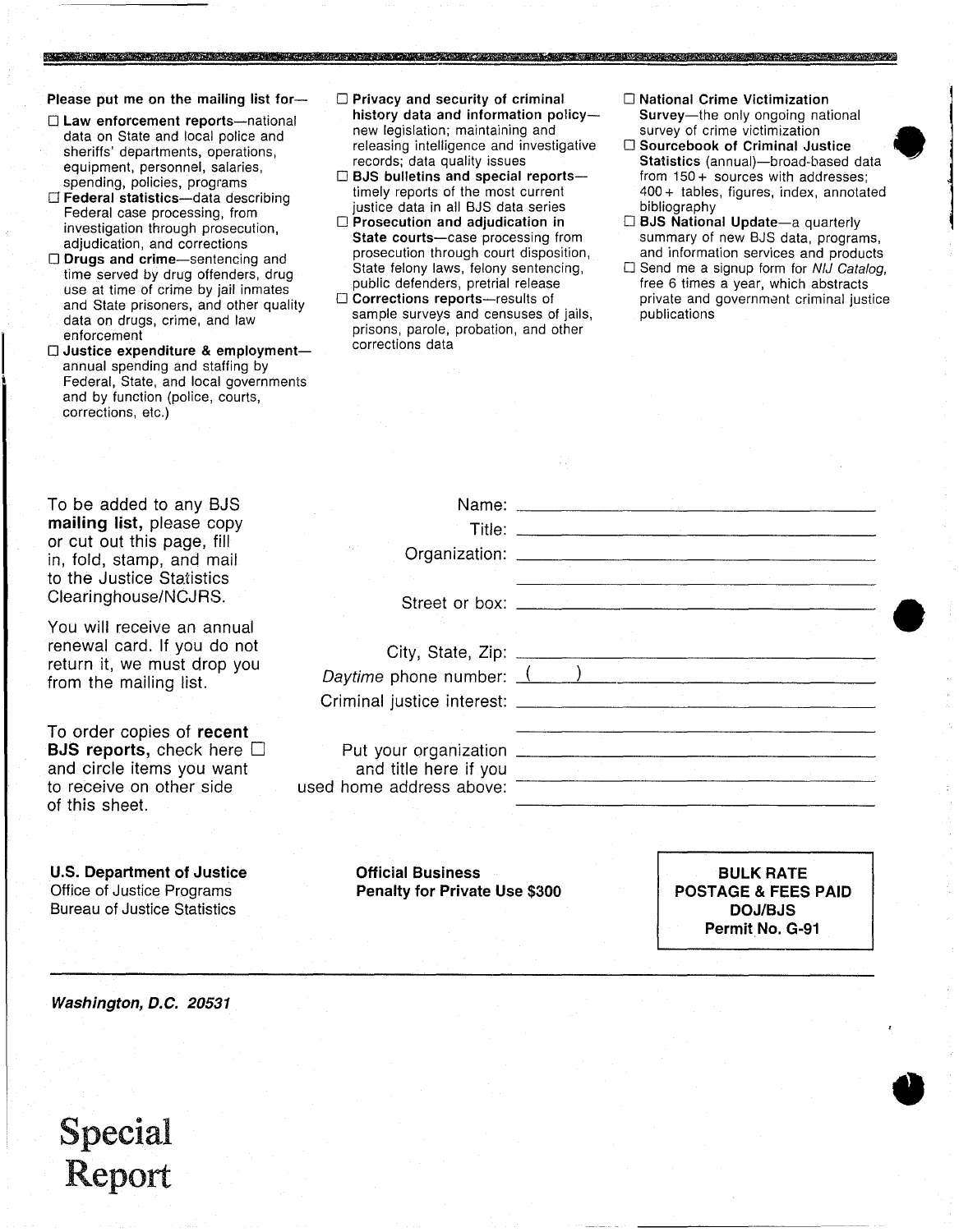Please put me on the mailing list for—

- ☐ **Law enforcement reports**—national data on State and local police and sheriffs' departments, operations, equipment, personnel, salaries, spending, policies, programs
- ☐ **Federal statistics**—data describing Federal case processing, from investigation through prosecution, adjudication, and corrections
- ☐ **Drugs and crime**—sentencing and time served by drug offenders, drug use at time of crime by jail inmates and State prisoners, and other quality data on drugs, crime, and law enforcement
- ☐ **Justice expenditure & employment**—annual spending and staffing by Federal, State, and local governments and by function (police, courts, corrections, etc.)
- ☐ **Privacy and security of criminal history data and information policy**—new legislation; maintaining and releasing intelligence and investigative records; data quality issues
- ☐ **BJS bulletins and special reports**—timely reports of the most current justice data in all BJS data series
- ☐ **Prosecution and adjudication in State courts**—case processing from prosecution through court disposition, State felony laws, felony sentencing, public defenders, pretrial release
- ☐ **Corrections reports**—results of sample surveys and censuses of jails, prisons, parole, probation, and other corrections data
- ☐ **National Crime Victimization Survey**—the only ongoing national survey of crime victimization
- ☐ **Sourcebook of Criminal Justice Statistics** (annual)—broad-based data from 150+ sources with addresses; 400+ tables, figures, index, annotated bibliography
- ☐ **BJS National Update**—a quarterly summary of new BJS data, programs, and information services and products
- ☐ Send me a signup form for *NIJ Catalog*, free 6 times a year, which abstracts private and government criminal justice publications

To be added to any BJS **mailing list,** please copy or cut out this page, fill in, fold, stamp, and mail to the Justice Statistics Clearinghouse/NCJRS.

You will receive an annual renewal card. If you do not return it, we must drop you from the mailing list.

To order copies of **recent BJS reports,** check here ☐ and circle items you want to receive on other side of this sheet.

Name: ______________________________

Title: ______________________________

Organization: ______________________________

______________________________

Street or box: ______________________________

City, State, Zip: ______________________________

*Daytime* phone number: (    ) ______________________________

Criminal justice interest: ______________________________

______________________________

Put your organization and title here if you used home address above: ______________________________

______________________________

______________________________

**U.S. Department of Justice**
Office of Justice Programs
Bureau of Justice Statistics

**Official Business**
**Penalty for Private Use $300**

**BULK RATE**
**POSTAGE & FEES PAID**
**DOJ/BJS**
**Permit No. G-91**

***Washington, D.C. 20531***

# Special Report